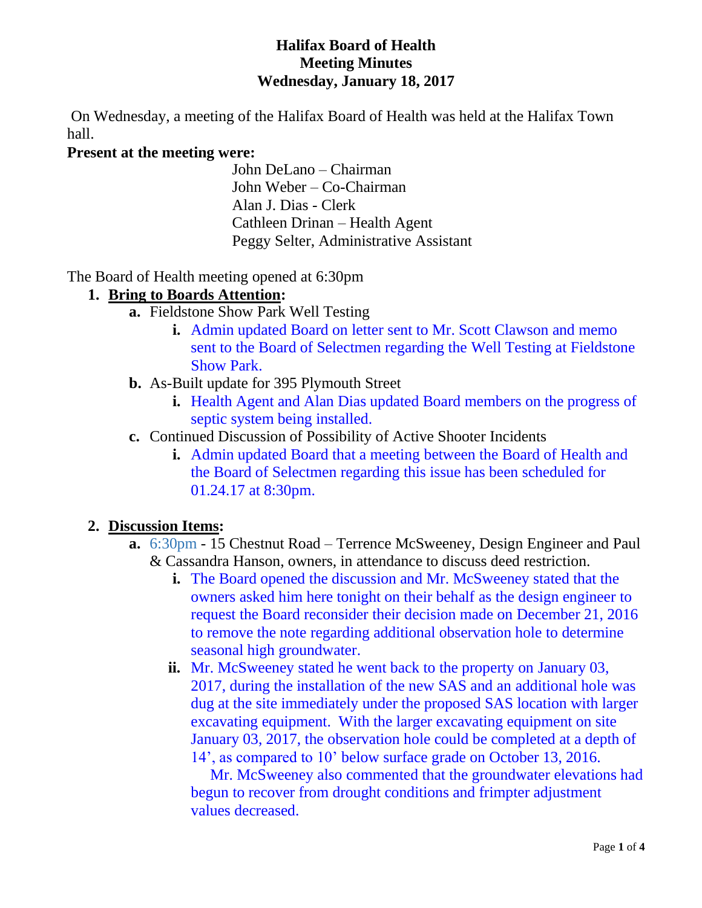# Halifax Board of Health
## Meeting Minutes
### Wednesday, January 18, 2017

On Wednesday, a meeting of the Halifax Board of Health was held at the Halifax Town hall.

**Present at the meeting were:**

John DeLano – Chairman
John Weber – Co-Chairman
Alan J. Dias - Clerk
Cathleen Drinan – Health Agent
Peggy Selter, Administrative Assistant

The Board of Health meeting opened at 6:30pm

1. **Bring to Boards Attention:**
   a. Fieldstone Show Park Well Testing
      i. Admin updated Board on letter sent to Mr. Scott Clawson and memo sent to the Board of Selectmen regarding the Well Testing at Fieldstone Show Park.
   b. As-Built update for 395 Plymouth Street
      i. Health Agent and Alan Dias updated Board members on the progress of septic system being installed.
   c. Continued Discussion of Possibility of Active Shooter Incidents
      i. Admin updated Board that a meeting between the Board of Health and the Board of Selectmen regarding this issue has been scheduled for 01.24.17 at 8:30pm.

2. **Discussion Items:**
   a. 6:30pm - 15 Chestnut Road – Terrence McSweeney, Design Engineer and Paul & Cassandra Hanson, owners, in attendance to discuss deed restriction.
      i. The Board opened the discussion and Mr. McSweeney stated that the owners asked him here tonight on their behalf as the design engineer to request the Board reconsider their decision made on December 21, 2016 to remove the note regarding additional observation hole to determine seasonal high groundwater.
      ii. Mr. McSweeney stated he went back to the property on January 03, 2017, during the installation of the new SAS and an additional hole was dug at the site immediately under the proposed SAS location with larger excavating equipment. With the larger excavating equipment on site January 03, 2017, the observation hole could be completed at a depth of 14', as compared to 10' below surface grade on October 13, 2016.
      Mr. McSweeney also commented that the groundwater elevations had begun to recover from drought conditions and frimpter adjustment values decreased.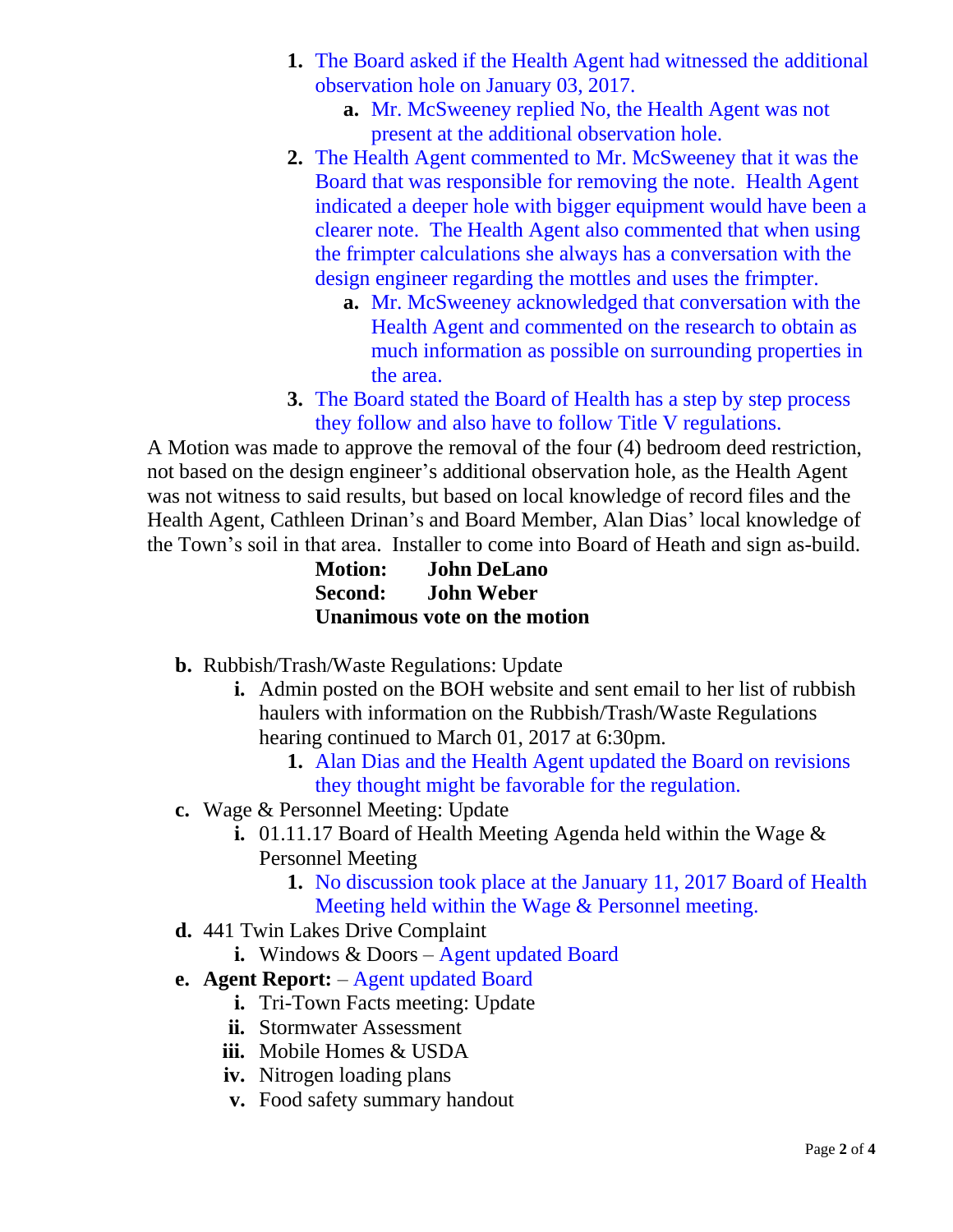1. The Board asked if the Health Agent had witnessed the additional observation hole on January 03, 2017.
    a. Mr. McSweeney replied No, the Health Agent was not present at the additional observation hole.
2. The Health Agent commented to Mr. McSweeney that it was the Board that was responsible for removing the note. Health Agent indicated a deeper hole with bigger equipment would have been a clearer note. The Health Agent also commented that when using the frimpter calculations she always has a conversation with the design engineer regarding the mottles and uses the frimpter.
    a. Mr. McSweeney acknowledged that conversation with the Health Agent and commented on the research to obtain as much information as possible on surrounding properties in the area.
3. The Board stated the Board of Health has a step by step process they follow and also have to follow Title V regulations.

A Motion was made to approve the removal of the four (4) bedroom deed restriction, not based on the design engineer's additional observation hole, as the Health Agent was not witness to said results, but based on local knowledge of record files and the Health Agent, Cathleen Drinan's and Board Member, Alan Dias' local knowledge of the Town's soil in that area. Installer to come into Board of Heath and sign as-build.

**Motion:** **John DeLano**
**Second:** **John Weber**
**Unanimous vote on the motion**

**b.** Rubbish/Trash/Waste Regulations: Update
- **i.** Admin posted on the BOH website and sent email to her list of rubbish haulers with information on the Rubbish/Trash/Waste Regulations hearing continued to March 01, 2017 at 6:30pm.
    1. Alan Dias and the Health Agent updated the Board on revisions they thought might be favorable for the regulation.

**c.** Wage & Personnel Meeting: Update
- **i.** 01.11.17 Board of Health Meeting Agenda held within the Wage & Personnel Meeting
    1. No discussion took place at the January 11, 2017 Board of Health Meeting held within the Wage & Personnel meeting.

**d.** 441 Twin Lakes Drive Complaint
- **i.** Windows & Doors – Agent updated Board

**e.** **Agent Report:** – Agent updated Board
- **i.** Tri-Town Facts meeting: Update
- **ii.** Stormwater Assessment
- **iii.** Mobile Homes & USDA
- **iv.** Nitrogen loading plans
- **v.** Food safety summary handout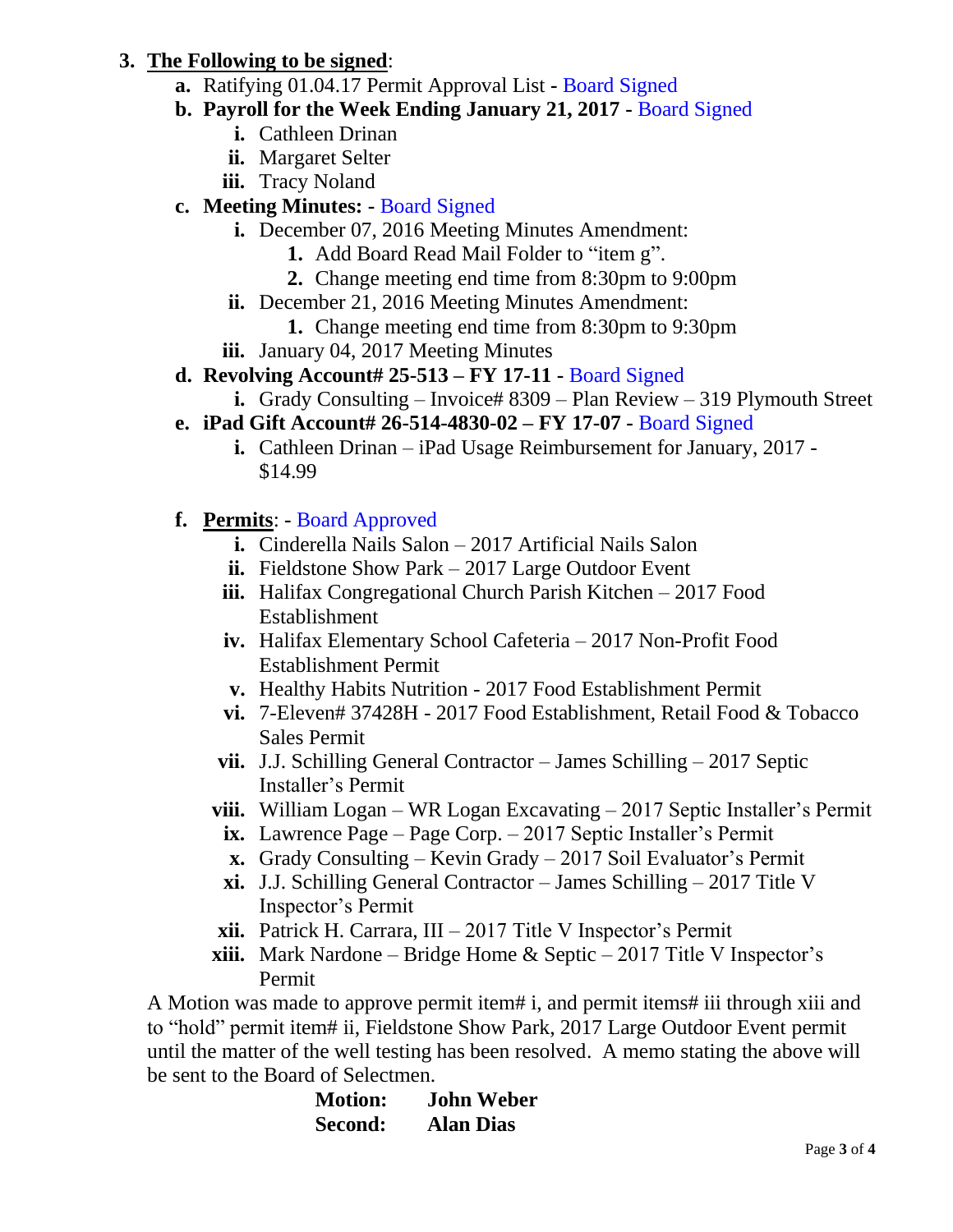3. **<u>The Following to be signed</u>**:
   - **a.** Ratifying 01.04.17 Permit Approval List - Board Signed
   - **b. Payroll for the Week Ending January 21, 2017** - Board Signed
     - **i.** Cathleen Drinan
     - **ii.** Margaret Selter
     - **iii.** Tracy Noland
   - **c. Meeting Minutes:** - Board Signed
     - **i.** December 07, 2016 Meeting Minutes Amendment:
       1. Add Board Read Mail Folder to "item g".
       2. Change meeting end time from 8:30pm to 9:00pm
     - **ii.** December 21, 2016 Meeting Minutes Amendment:
       1. Change meeting end time from 8:30pm to 9:30pm
     - **iii.** January 04, 2017 Meeting Minutes
   - **d. Revolving Account# 25-513 – FY 17-11** - Board Signed
     - **i.** Grady Consulting – Invoice# 8309 – Plan Review – 319 Plymouth Street
   - **e. iPad Gift Account# 26-514-4830-02 – FY 17-07** - Board Signed
     - **i.** Cathleen Drinan – iPad Usage Reimbursement for January, 2017 - $14.99
   - **f. <u>Permits</u>**: - Board Approved
     - **i.** Cinderella Nails Salon – 2017 Artificial Nails Salon
     - **ii.** Fieldstone Show Park – 2017 Large Outdoor Event
     - **iii.** Halifax Congregational Church Parish Kitchen – 2017 Food Establishment
     - **iv.** Halifax Elementary School Cafeteria – 2017 Non-Profit Food Establishment Permit
     - **v.** Healthy Habits Nutrition - 2017 Food Establishment Permit
     - **vi.** 7-Eleven# 37428H - 2017 Food Establishment, Retail Food & Tobacco Sales Permit
     - **vii.** J.J. Schilling General Contractor – James Schilling – 2017 Septic Installer's Permit
     - **viii.** William Logan – WR Logan Excavating – 2017 Septic Installer's Permit
     - **ix.** Lawrence Page – Page Corp. – 2017 Septic Installer's Permit
     - **x.** Grady Consulting – Kevin Grady – 2017 Soil Evaluator's Permit
     - **xi.** J.J. Schilling General Contractor – James Schilling – 2017 Title V Inspector's Permit
     - **xii.** Patrick H. Carrara, III – 2017 Title V Inspector's Permit
     - **xiii.** Mark Nardone – Bridge Home & Septic – 2017 Title V Inspector's Permit

   A Motion was made to approve permit item# i, and permit items# iii through xiii and to "hold" permit item# ii, Fieldstone Show Park, 2017 Large Outdoor Event permit until the matter of the well testing has been resolved. A memo stating the above will be sent to the Board of Selectmen.

   **Motion:** **John Weber**
   **Second:** **Alan Dias**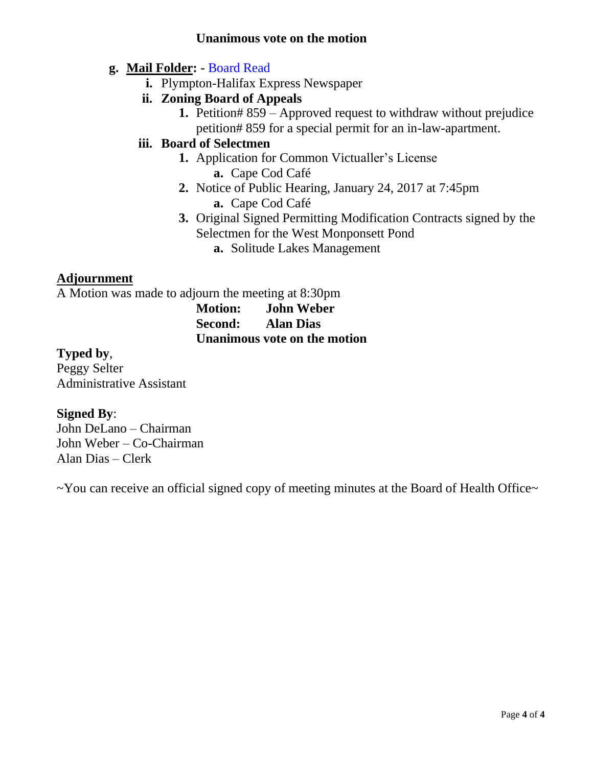**Unanimous vote on the motion**

- **g.** **Mail Folder:** - Board Read
  - **i.** Plympton-Halifax Express Newspaper
  - **ii.** **Zoning Board of Appeals**
    1. Petition# 859 – Approved request to withdraw without prejudice petition# 859 for a special permit for an in-law-apartment.
  - **iii.** **Board of Selectmen**
    1. Application for Common Victualler's License
       - **a.** Cape Cod Café
    2. Notice of Public Hearing, January 24, 2017 at 7:45pm
       - **a.** Cape Cod Café
    3. Original Signed Permitting Modification Contracts signed by the Selectmen for the West Monponsett Pond
       - **a.** Solitude Lakes Management

**Adjournment**

A Motion was made to adjourn the meeting at 8:30pm

**Motion:** **John Weber**
**Second:** **Alan Dias**
**Unanimous vote on the motion**

**Typed by**,
Peggy Selter
Administrative Assistant

**Signed By**:
John DeLano – Chairman
John Weber – Co-Chairman
Alan Dias – Clerk

~You can receive an official signed copy of meeting minutes at the Board of Health Office~